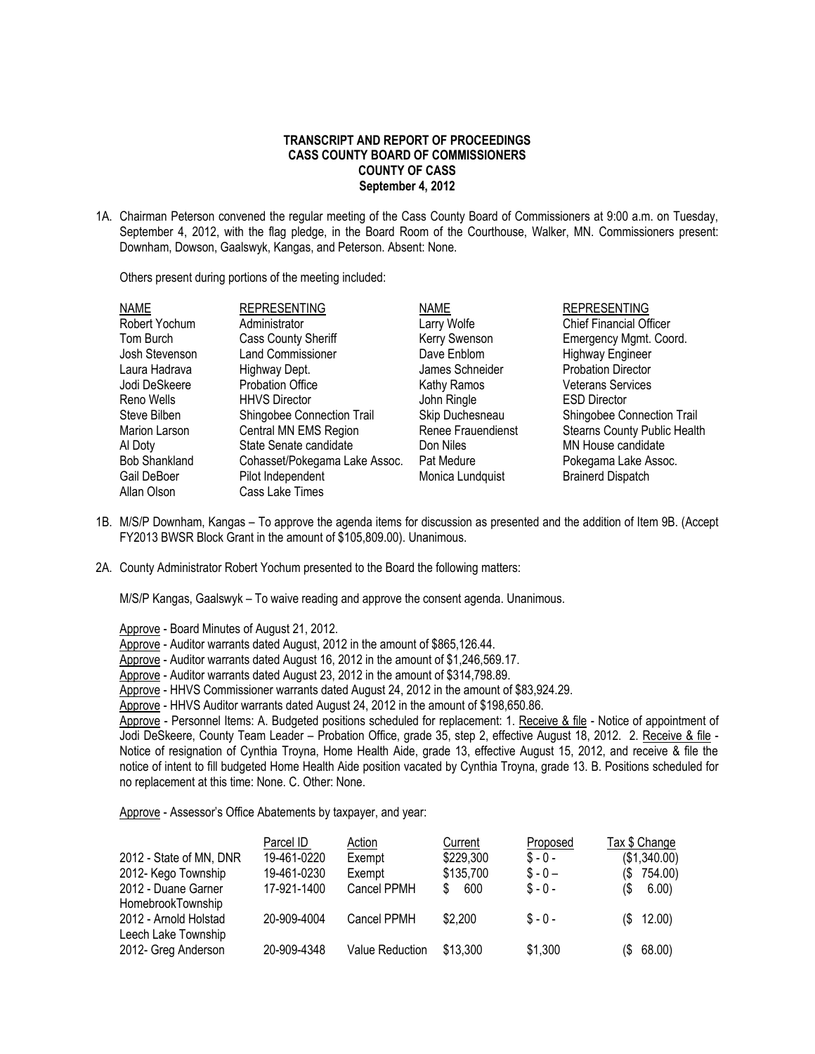**TRANSCRIPT AND REPORT OF PROCEEDINGS**
**CASS COUNTY BOARD OF COMMISSIONERS**
**COUNTY OF CASS**
**September 4, 2012**

1A. Chairman Peterson convened the regular meeting of the Cass County Board of Commissioners at 9:00 a.m. on Tuesday, September 4, 2012, with the flag pledge, in the Board Room of the Courthouse, Walker, MN. Commissioners present: Downham, Dowson, Gaalswyk, Kangas, and Peterson. Absent: None.

Others present during portions of the meeting included:

| NAME | REPRESENTING | NAME | REPRESENTING |
|---|---|---|---|
| Robert Yochum | Administrator | Larry Wolfe | Chief Financial Officer |
| Tom Burch | Cass County Sheriff | Kerry Swenson | Emergency Mgmt. Coord. |
| Josh Stevenson | Land Commissioner | Dave Enblom | Highway Engineer |
| Laura Hadrava | Highway Dept. | James Schneider | Probation Director |
| Jodi DeSkeere | Probation Office | Kathy Ramos | Veterans Services |
| Reno Wells | HHVS Director | John Ringle | ESD Director |
| Steve Bilben | Shingobee Connection Trail | Skip Duchesneau | Shingobee Connection Trail |
| Marion Larson | Central MN EMS Region | Renee Frauendienst | Stearns County Public Health |
| Al Doty | State Senate candidate | Don Niles | MN House candidate |
| Bob Shankland | Cohasset/Pokegama Lake Assoc. | Pat Medure | Pokegama Lake Assoc. |
| Gail DeBoer | Pilot Independent | Monica Lundquist | Brainerd Dispatch |
| Allan Olson | Cass Lake Times | | |

1B. M/S/P Downham, Kangas – To approve the agenda items for discussion as presented and the addition of Item 9B. (Accept FY2013 BWSR Block Grant in the amount of $105,809.00). Unanimous.

2A. County Administrator Robert Yochum presented to the Board the following matters:

M/S/P Kangas, Gaalswyk – To waive reading and approve the consent agenda. Unanimous.

Approve - Board Minutes of August 21, 2012.
Approve - Auditor warrants dated August, 2012 in the amount of $865,126.44.
Approve - Auditor warrants dated August 16, 2012 in the amount of $1,246,569.17.
Approve - Auditor warrants dated August 23, 2012 in the amount of $314,798.89.
Approve - HHVS Commissioner warrants dated August 24, 2012 in the amount of $83,924.29.
Approve - HHVS Auditor warrants dated August 24, 2012 in the amount of $198,650.86.
Approve - Personnel Items: A. Budgeted positions scheduled for replacement: 1. Receive & file - Notice of appointment of Jodi DeSkeere, County Team Leader – Probation Office, grade 35, step 2, effective August 18, 2012. 2. Receive & file - Notice of resignation of Cynthia Troyna, Home Health Aide, grade 13, effective August 15, 2012, and receive & file the notice of intent to fill budgeted Home Health Aide position vacated by Cynthia Troyna, grade 13. B. Positions scheduled for no replacement at this time: None. C. Other: None.

Approve - Assessor's Office Abatements by taxpayer, and year:

| | Parcel ID | Action | Current | Proposed | Tax $ Change |
|---|---|---|---|---|---|
| 2012 - State of MN, DNR | 19-461-0220 | Exempt | $229,300 | $ - 0 - | ($1,340.00) |
| 2012- Kego Township | 19-461-0230 | Exempt | $135,700 | $ - 0 – | ($ 754.00) |
| 2012 - Duane Garner HomebrookTownship | 17-921-1400 | Cancel PPMH | $ 600 | $ - 0 - | ($ 6.00) |
| 2012 - Arnold Holstad Leech Lake Township | 20-909-4004 | Cancel PPMH | $2,200 | $ - 0 - | ($ 12.00) |
| 2012- Greg Anderson | 20-909-4348 | Value Reduction | $13,300 | $1,300 | ($ 68.00) |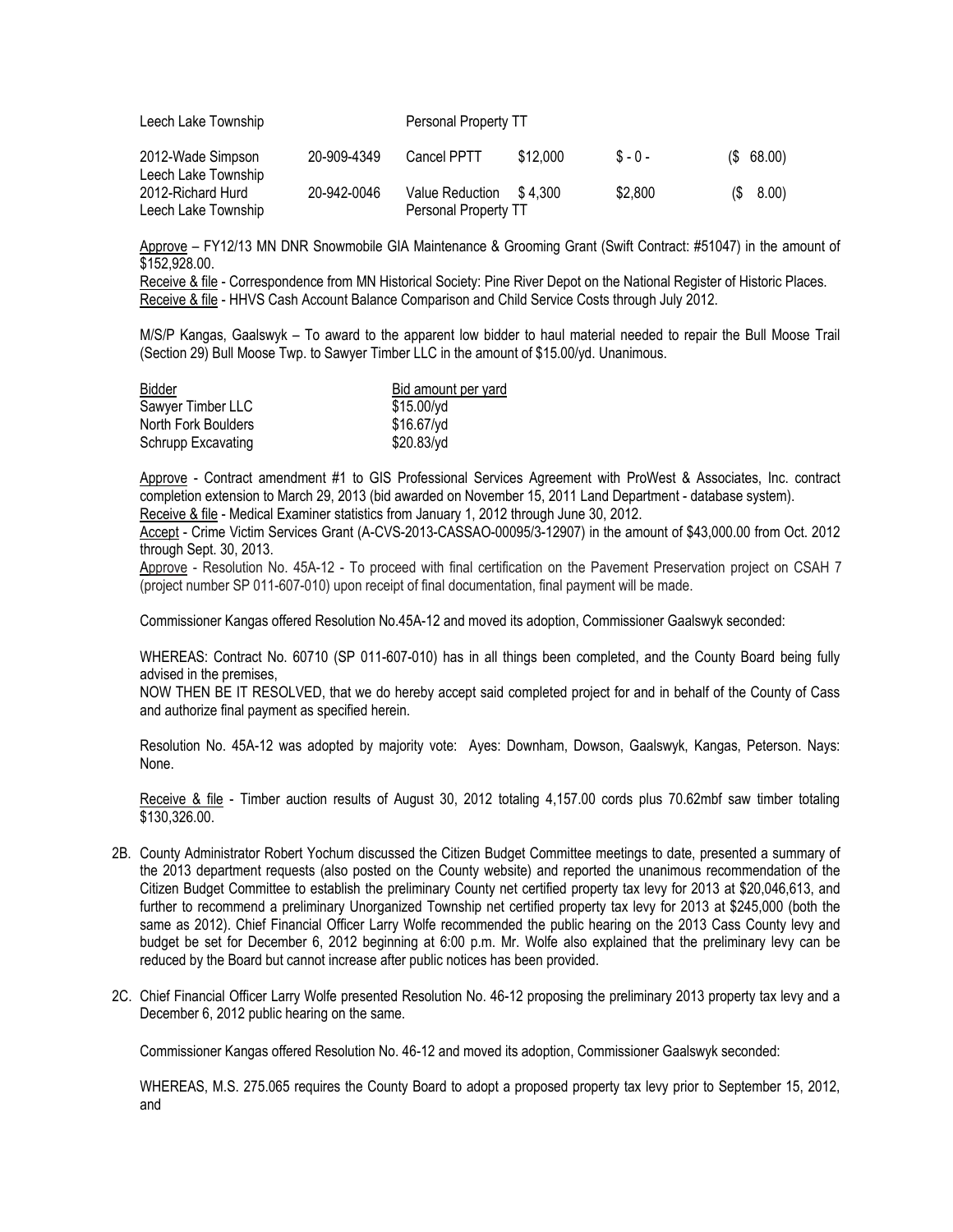| | | | | | |
|---|---|---|---|---|---|
| Leech Lake Township | | Personal Property TT | | | |
| 2012-Wade Simpson Leech Lake Township | 20-909-4349 | Cancel PPTT | $12,000 | $ - 0 - | ($ 68.00) |
| 2012-Richard Hurd Leech Lake Township | 20-942-0046 | Value Reduction Personal Property TT | $ 4,300 | $2,800 | ($ 8.00) |

Approve – FY12/13 MN DNR Snowmobile GIA Maintenance & Grooming Grant (Swift Contract: #51047) in the amount of $152,928.00.
Receive & file - Correspondence from MN Historical Society: Pine River Depot on the National Register of Historic Places.
Receive & file - HHVS Cash Account Balance Comparison and Child Service Costs through July 2012.

M/S/P Kangas, Gaalswyk – To award to the apparent low bidder to haul material needed to repair the Bull Moose Trail (Section 29) Bull Moose Twp. to Sawyer Timber LLC in the amount of $15.00/yd. Unanimous.

| Bidder | Bid amount per yard |
|---|---|
| Sawyer Timber LLC | $15.00/yd |
| North Fork Boulders | $16.67/yd |
| Schrupp Excavating | $20.83/yd |

Approve - Contract amendment #1 to GIS Professional Services Agreement with ProWest & Associates, Inc. contract completion extension to March 29, 2013 (bid awarded on November 15, 2011 Land Department - database system).
Receive & file - Medical Examiner statistics from January 1, 2012 through June 30, 2012.
Accept - Crime Victim Services Grant (A-CVS-2013-CASSAO-00095/3-12907) in the amount of $43,000.00 from Oct. 2012 through Sept. 30, 2013.
Approve - Resolution No. 45A-12 - To proceed with final certification on the Pavement Preservation project on CSAH 7 (project number SP 011-607-010) upon receipt of final documentation, final payment will be made.

Commissioner Kangas offered Resolution No.45A-12 and moved its adoption, Commissioner Gaalswyk seconded:

WHEREAS: Contract No. 60710 (SP 011-607-010) has in all things been completed, and the County Board being fully advised in the premises,
NOW THEN BE IT RESOLVED, that we do hereby accept said completed project for and in behalf of the County of Cass and authorize final payment as specified herein.

Resolution No. 45A-12 was adopted by majority vote: Ayes: Downham, Dowson, Gaalswyk, Kangas, Peterson. Nays: None.

Receive & file - Timber auction results of August 30, 2012 totaling 4,157.00 cords plus 70.62mbf saw timber totaling $130,326.00.

2B. County Administrator Robert Yochum discussed the Citizen Budget Committee meetings to date, presented a summary of the 2013 department requests (also posted on the County website) and reported the unanimous recommendation of the Citizen Budget Committee to establish the preliminary County net certified property tax levy for 2013 at $20,046,613, and further to recommend a preliminary Unorganized Township net certified property tax levy for 2013 at $245,000 (both the same as 2012). Chief Financial Officer Larry Wolfe recommended the public hearing on the 2013 Cass County levy and budget be set for December 6, 2012 beginning at 6:00 p.m. Mr. Wolfe also explained that the preliminary levy can be reduced by the Board but cannot increase after public notices has been provided.

2C. Chief Financial Officer Larry Wolfe presented Resolution No. 46-12 proposing the preliminary 2013 property tax levy and a December 6, 2012 public hearing on the same.

Commissioner Kangas offered Resolution No. 46-12 and moved its adoption, Commissioner Gaalswyk seconded:

WHEREAS, M.S. 275.065 requires the County Board to adopt a proposed property tax levy prior to September 15, 2012, and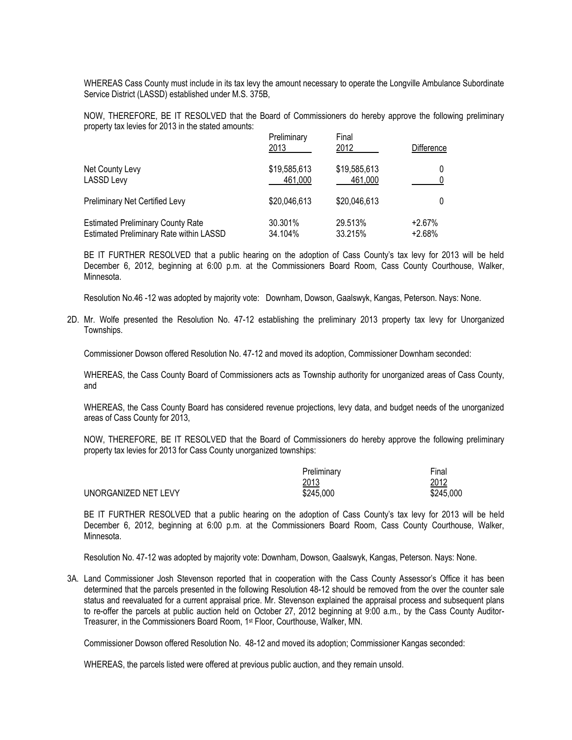WHEREAS Cass County must include in its tax levy the amount necessary to operate the Longville Ambulance Subordinate Service District (LASSD) established under M.S. 375B,

NOW, THEREFORE, BE IT RESOLVED that the Board of Commissioners do hereby approve the following preliminary property tax levies for 2013 in the stated amounts:

| | Preliminary 2013 | Final 2012 | Difference |
|---|---|---|---|
| Net County Levy | $19,585,613 | $19,585,613 | 0 |
| LASSD Levy | 461,000 | 461,000 | 0 |
| Preliminary Net Certified Levy | $20,046,613 | $20,046,613 | 0 |
| Estimated Preliminary County Rate | 30.301% | 29.513% | +2.67% |
| Estimated Preliminary Rate within LASSD | 34.104% | 33.215% | +2.68% |

BE IT FURTHER RESOLVED that a public hearing on the adoption of Cass County's tax levy for 2013 will be held December 6, 2012, beginning at 6:00 p.m. at the Commissioners Board Room, Cass County Courthouse, Walker, Minnesota.

Resolution No.46 -12 was adopted by majority vote: Downham, Dowson, Gaalswyk, Kangas, Peterson. Nays: None.

2D. Mr. Wolfe presented the Resolution No. 47-12 establishing the preliminary 2013 property tax levy for Unorganized Townships.

Commissioner Dowson offered Resolution No. 47-12 and moved its adoption, Commissioner Downham seconded:

WHEREAS, the Cass County Board of Commissioners acts as Township authority for unorganized areas of Cass County, and

WHEREAS, the Cass County Board has considered revenue projections, levy data, and budget needs of the unorganized areas of Cass County for 2013,

NOW, THEREFORE, BE IT RESOLVED that the Board of Commissioners do hereby approve the following preliminary property tax levies for 2013 for Cass County unorganized townships:

| | Preliminary 2013 | Final 2012 |
|---|---|---|
| UNORGANIZED NET LEVY | $245,000 | $245,000 |

BE IT FURTHER RESOLVED that a public hearing on the adoption of Cass County's tax levy for 2013 will be held December 6, 2012, beginning at 6:00 p.m. at the Commissioners Board Room, Cass County Courthouse, Walker, Minnesota.

Resolution No. 47-12 was adopted by majority vote: Downham, Dowson, Gaalswyk, Kangas, Peterson. Nays: None.

3A. Land Commissioner Josh Stevenson reported that in cooperation with the Cass County Assessor's Office it has been determined that the parcels presented in the following Resolution 48-12 should be removed from the over the counter sale status and reevaluated for a current appraisal price. Mr. Stevenson explained the appraisal process and subsequent plans to re-offer the parcels at public auction held on October 27, 2012 beginning at 9:00 a.m., by the Cass County Auditor-Treasurer, in the Commissioners Board Room, 1st Floor, Courthouse, Walker, MN.

Commissioner Dowson offered Resolution No. 48-12 and moved its adoption; Commissioner Kangas seconded:

WHEREAS, the parcels listed were offered at previous public auction, and they remain unsold.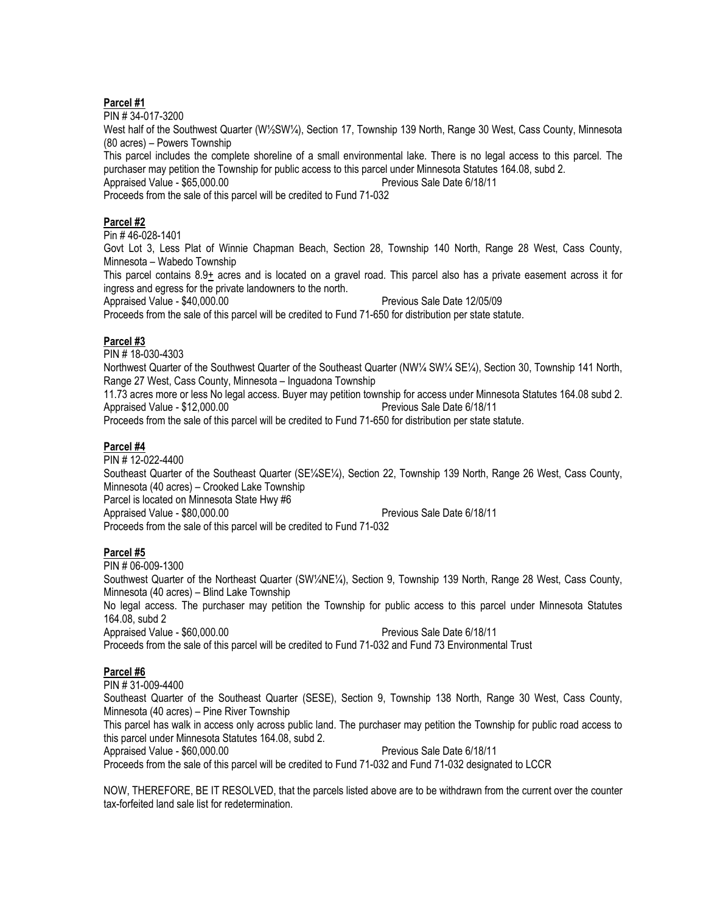**Parcel #1**

PIN # 34-017-3200

West half of the Southwest Quarter (W½SW¼), Section 17, Township 139 North, Range 30 West, Cass County, Minnesota (80 acres) – Powers Township

This parcel includes the complete shoreline of a small environmental lake. There is no legal access to this parcel. The purchaser may petition the Township for public access to this parcel under Minnesota Statutes 164.08, subd 2.

Appraised Value - $65,000.00 Previous Sale Date 6/18/11

Proceeds from the sale of this parcel will be credited to Fund 71-032

**Parcel #2**

Pin # 46-028-1401

Govt Lot 3, Less Plat of Winnie Chapman Beach, Section 28, Township 140 North, Range 28 West, Cass County, Minnesota – Wabedo Township

This parcel contains 8.9± acres and is located on a gravel road. This parcel also has a private easement across it for ingress and egress for the private landowners to the north.

Appraised Value - $40,000.00 Previous Sale Date 12/05/09

Proceeds from the sale of this parcel will be credited to Fund 71-650 for distribution per state statute.

**Parcel #3**

PIN # 18-030-4303

Northwest Quarter of the Southwest Quarter of the Southeast Quarter (NW¼ SW¼ SE¼), Section 30, Township 141 North, Range 27 West, Cass County, Minnesota – Inguadona Township

11.73 acres more or less No legal access. Buyer may petition township for access under Minnesota Statutes 164.08 subd 2.

Appraised Value - $12,000.00 Previous Sale Date 6/18/11

Proceeds from the sale of this parcel will be credited to Fund 71-650 for distribution per state statute.

**Parcel #4**

PIN # 12-022-4400

Southeast Quarter of the Southeast Quarter (SE¼SE¼), Section 22, Township 139 North, Range 26 West, Cass County, Minnesota (40 acres) – Crooked Lake Township

Parcel is located on Minnesota State Hwy #6

Appraised Value - $80,000.00 Previous Sale Date 6/18/11

Proceeds from the sale of this parcel will be credited to Fund 71-032

**Parcel #5**

PIN # 06-009-1300

Southwest Quarter of the Northeast Quarter (SW¼NE¼), Section 9, Township 139 North, Range 28 West, Cass County, Minnesota (40 acres) – Blind Lake Township

No legal access. The purchaser may petition the Township for public access to this parcel under Minnesota Statutes 164.08, subd 2

Appraised Value - $60,000.00 Previous Sale Date 6/18/11

Proceeds from the sale of this parcel will be credited to Fund 71-032 and Fund 73 Environmental Trust

**Parcel #6**

PIN # 31-009-4400

Southeast Quarter of the Southeast Quarter (SESE), Section 9, Township 138 North, Range 30 West, Cass County, Minnesota (40 acres) – Pine River Township

This parcel has walk in access only across public land. The purchaser may petition the Township for public road access to this parcel under Minnesota Statutes 164.08, subd 2.

Appraised Value - $60,000.00 Previous Sale Date 6/18/11

Proceeds from the sale of this parcel will be credited to Fund 71-032 and Fund 71-032 designated to LCCR

NOW, THEREFORE, BE IT RESOLVED, that the parcels listed above are to be withdrawn from the current over the counter tax-forfeited land sale list for redetermination.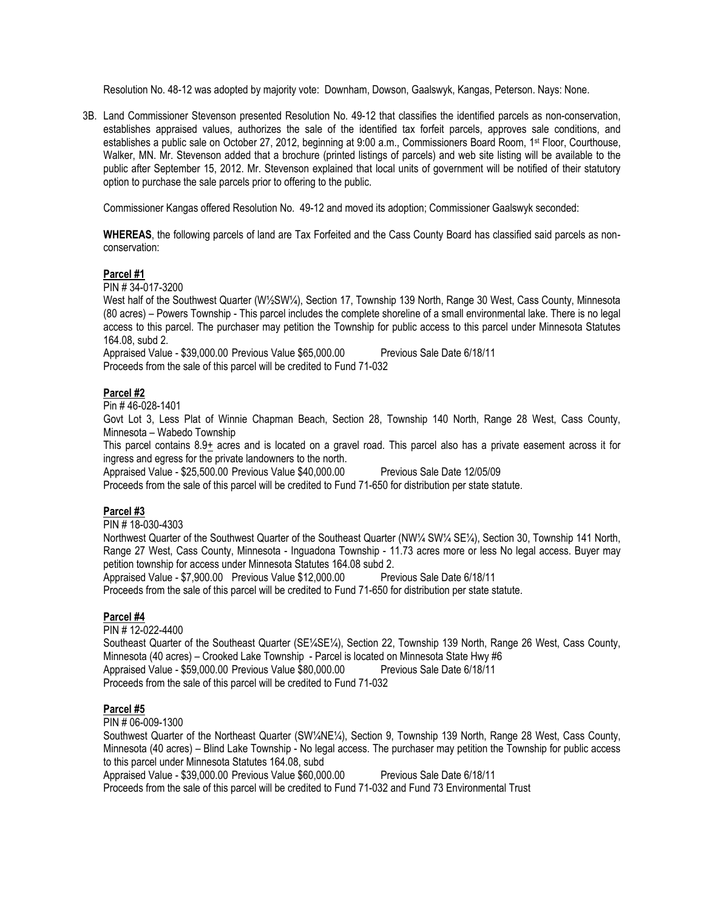Resolution No. 48-12 was adopted by majority vote: Downham, Dowson, Gaalswyk, Kangas, Peterson. Nays: None.

3B. Land Commissioner Stevenson presented Resolution No. 49-12 that classifies the identified parcels as non-conservation, establishes appraised values, authorizes the sale of the identified tax forfeit parcels, approves sale conditions, and establishes a public sale on October 27, 2012, beginning at 9:00 a.m., Commissioners Board Room, 1st Floor, Courthouse, Walker, MN. Mr. Stevenson added that a brochure (printed listings of parcels) and web site listing will be available to the public after September 15, 2012. Mr. Stevenson explained that local units of government will be notified of their statutory option to purchase the sale parcels prior to offering to the public.

Commissioner Kangas offered Resolution No. 49-12 and moved its adoption; Commissioner Gaalswyk seconded:

**WHEREAS**, the following parcels of land are Tax Forfeited and the Cass County Board has classified said parcels as non-conservation:

**Parcel #1**

PIN # 34-017-3200

West half of the Southwest Quarter (W½SW¼), Section 17, Township 139 North, Range 30 West, Cass County, Minnesota (80 acres) – Powers Township - This parcel includes the complete shoreline of a small environmental lake. There is no legal access to this parcel. The purchaser may petition the Township for public access to this parcel under Minnesota Statutes 164.08, subd 2.

Appraised Value - $39,000.00 Previous Value $65,000.00 Previous Sale Date 6/18/11

Proceeds from the sale of this parcel will be credited to Fund 71-032

**Parcel #2**

Pin # 46-028-1401

Govt Lot 3, Less Plat of Winnie Chapman Beach, Section 28, Township 140 North, Range 28 West, Cass County, Minnesota – Wabedo Township

This parcel contains 8.9± acres and is located on a gravel road. This parcel also has a private easement across it for ingress and egress for the private landowners to the north.

Appraised Value - $25,500.00 Previous Value $40,000.00 Previous Sale Date 12/05/09

Proceeds from the sale of this parcel will be credited to Fund 71-650 for distribution per state statute.

**Parcel #3**

PIN # 18-030-4303

Northwest Quarter of the Southwest Quarter of the Southeast Quarter (NW¼ SW¼ SE¼), Section 30, Township 141 North, Range 27 West, Cass County, Minnesota - Inguadona Township - 11.73 acres more or less No legal access. Buyer may petition township for access under Minnesota Statutes 164.08 subd 2.

Appraised Value - $7,900.00 Previous Value $12,000.00 Previous Sale Date 6/18/11

Proceeds from the sale of this parcel will be credited to Fund 71-650 for distribution per state statute.

**Parcel #4**

PIN # 12-022-4400

Southeast Quarter of the Southeast Quarter (SE¼SE¼), Section 22, Township 139 North, Range 26 West, Cass County, Minnesota (40 acres) – Crooked Lake Township - Parcel is located on Minnesota State Hwy #6

Appraised Value - $59,000.00 Previous Value $80,000.00 Previous Sale Date 6/18/11

Proceeds from the sale of this parcel will be credited to Fund 71-032

**Parcel #5**

PIN # 06-009-1300

Southwest Quarter of the Northeast Quarter (SW¼NE¼), Section 9, Township 139 North, Range 28 West, Cass County, Minnesota (40 acres) – Blind Lake Township - No legal access. The purchaser may petition the Township for public access to this parcel under Minnesota Statutes 164.08, subd

Appraised Value - $39,000.00 Previous Value $60,000.00 Previous Sale Date 6/18/11

Proceeds from the sale of this parcel will be credited to Fund 71-032 and Fund 73 Environmental Trust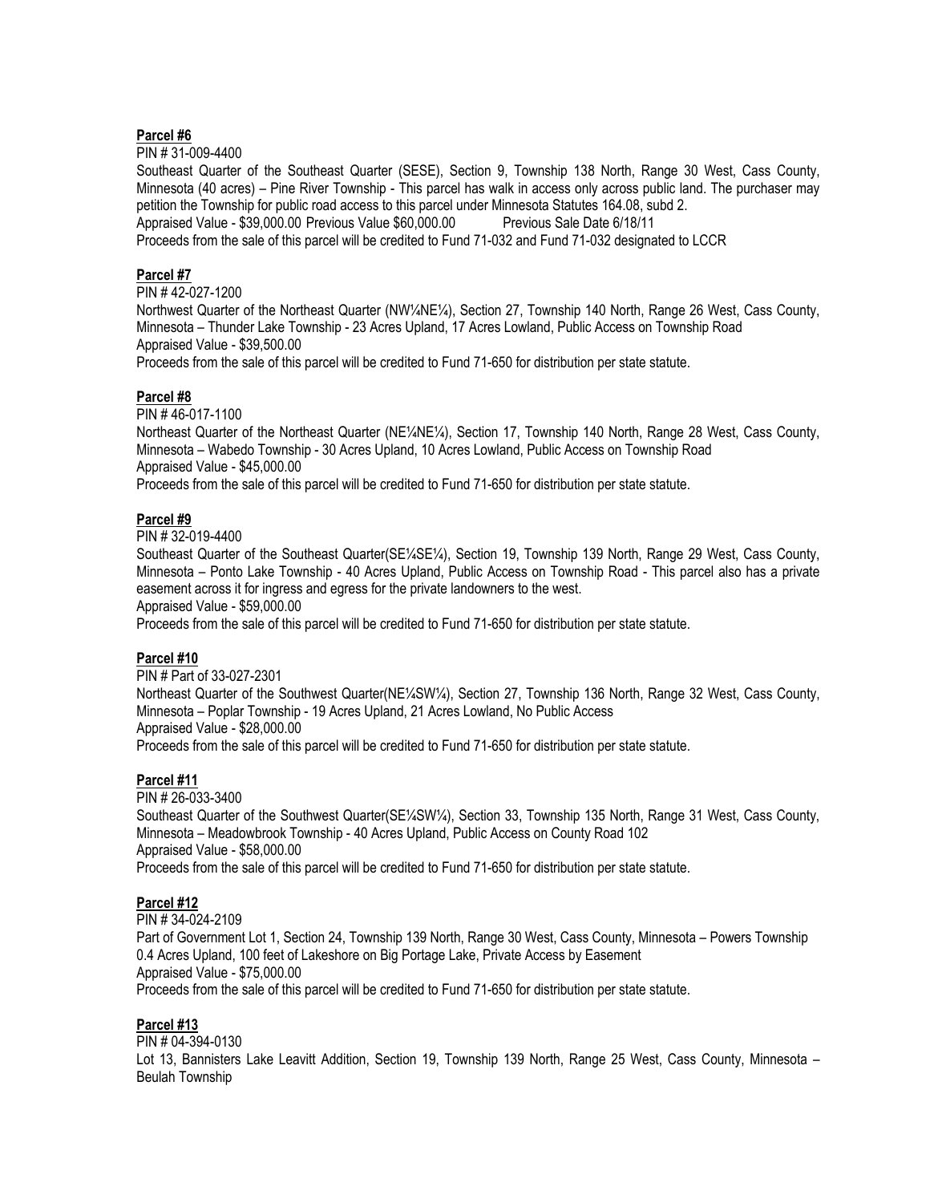**Parcel #6**

PIN # 31-009-4400

Southeast Quarter of the Southeast Quarter (SESE), Section 9, Township 138 North, Range 30 West, Cass County, Minnesota (40 acres) – Pine River Township - This parcel has walk in access only across public land. The purchaser may petition the Township for public road access to this parcel under Minnesota Statutes 164.08, subd 2.

Appraised Value - $39,000.00 Previous Value $60,000.00 Previous Sale Date 6/18/11

Proceeds from the sale of this parcel will be credited to Fund 71-032 and Fund 71-032 designated to LCCR

**Parcel #7**

PIN # 42-027-1200

Northwest Quarter of the Northeast Quarter (NW¼NE¼), Section 27, Township 140 North, Range 26 West, Cass County, Minnesota – Thunder Lake Township - 23 Acres Upland, 17 Acres Lowland, Public Access on Township Road

Appraised Value - $39,500.00

Proceeds from the sale of this parcel will be credited to Fund 71-650 for distribution per state statute.

**Parcel #8**

PIN # 46-017-1100

Northeast Quarter of the Northeast Quarter (NE¼NE¼), Section 17, Township 140 North, Range 28 West, Cass County, Minnesota – Wabedo Township - 30 Acres Upland, 10 Acres Lowland, Public Access on Township Road

Appraised Value - $45,000.00

Proceeds from the sale of this parcel will be credited to Fund 71-650 for distribution per state statute.

**Parcel #9**

PIN # 32-019-4400

Southeast Quarter of the Southeast Quarter(SE¼SE¼), Section 19, Township 139 North, Range 29 West, Cass County, Minnesota – Ponto Lake Township - 40 Acres Upland, Public Access on Township Road - This parcel also has a private easement across it for ingress and egress for the private landowners to the west.

Appraised Value - $59,000.00

Proceeds from the sale of this parcel will be credited to Fund 71-650 for distribution per state statute.

**Parcel #10**

PIN # Part of 33-027-2301

Northeast Quarter of the Southwest Quarter(NE¼SW¼), Section 27, Township 136 North, Range 32 West, Cass County, Minnesota – Poplar Township - 19 Acres Upland, 21 Acres Lowland, No Public Access

Appraised Value - $28,000.00

Proceeds from the sale of this parcel will be credited to Fund 71-650 for distribution per state statute.

**Parcel #11**

PIN # 26-033-3400

Southeast Quarter of the Southwest Quarter(SE¼SW¼), Section 33, Township 135 North, Range 31 West, Cass County, Minnesota – Meadowbrook Township - 40 Acres Upland, Public Access on County Road 102

Appraised Value - $58,000.00

Proceeds from the sale of this parcel will be credited to Fund 71-650 for distribution per state statute.

**Parcel #12**

PIN # 34-024-2109

Part of Government Lot 1, Section 24, Township 139 North, Range 30 West, Cass County, Minnesota – Powers Township 0.4 Acres Upland, 100 feet of Lakeshore on Big Portage Lake, Private Access by Easement

Appraised Value - $75,000.00

Proceeds from the sale of this parcel will be credited to Fund 71-650 for distribution per state statute.

**Parcel #13**

PIN # 04-394-0130

Lot 13, Bannisters Lake Leavitt Addition, Section 19, Township 139 North, Range 25 West, Cass County, Minnesota – Beulah Township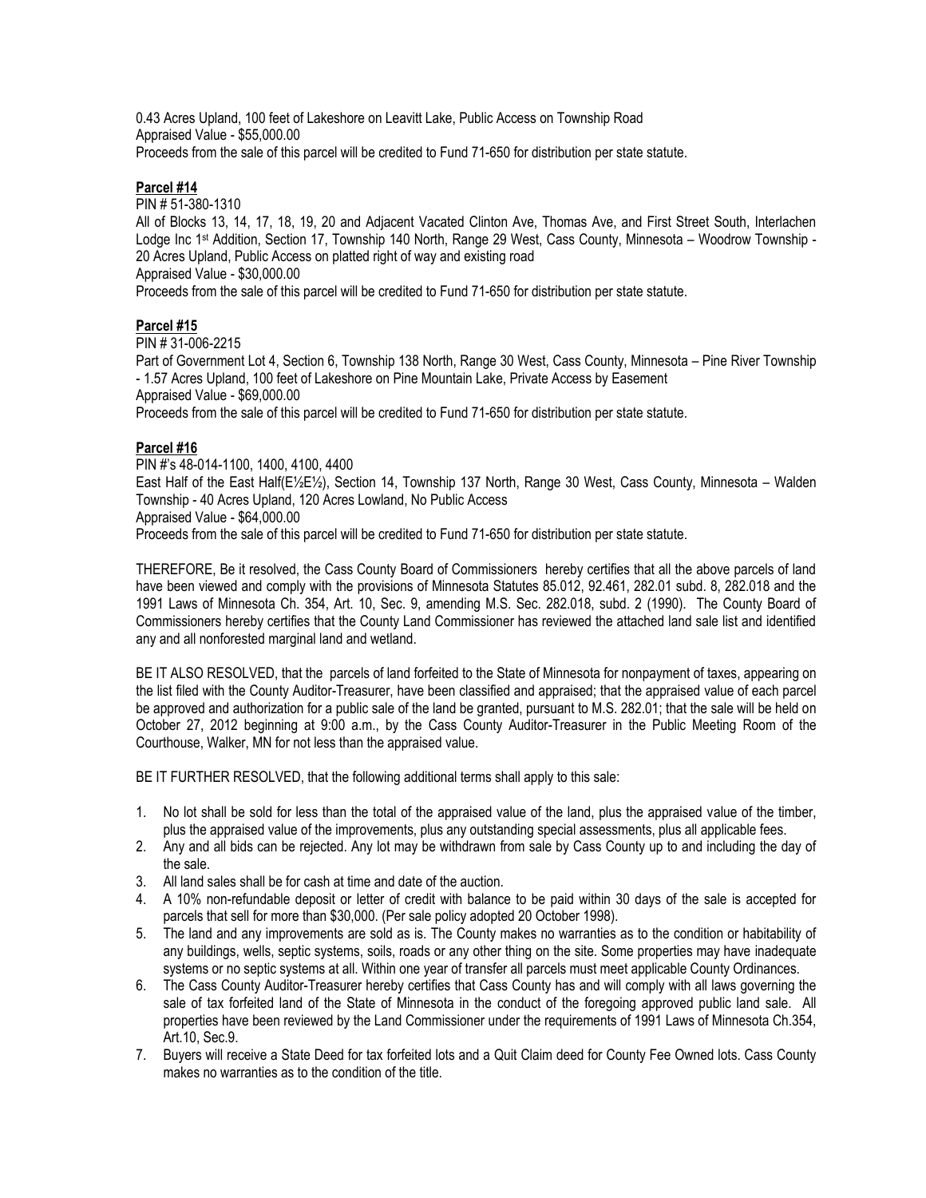0.43 Acres Upland, 100 feet of Lakeshore on Leavitt Lake, Public Access on Township Road
Appraised Value - $55,000.00
Proceeds from the sale of this parcel will be credited to Fund 71-650 for distribution per state statute.

**Parcel #14**

PIN # 51-380-1310
All of Blocks 13, 14, 17, 18, 19, 20 and Adjacent Vacated Clinton Ave, Thomas Ave, and First Street South, Interlachen Lodge Inc 1st Addition, Section 17, Township 140 North, Range 29 West, Cass County, Minnesota – Woodrow Township - 20 Acres Upland, Public Access on platted right of way and existing road
Appraised Value - $30,000.00
Proceeds from the sale of this parcel will be credited to Fund 71-650 for distribution per state statute.

**Parcel #15**

PIN # 31-006-2215
Part of Government Lot 4, Section 6, Township 138 North, Range 30 West, Cass County, Minnesota – Pine River Township - 1.57 Acres Upland, 100 feet of Lakeshore on Pine Mountain Lake, Private Access by Easement
Appraised Value - $69,000.00
Proceeds from the sale of this parcel will be credited to Fund 71-650 for distribution per state statute.

**Parcel #16**

PIN #'s 48-014-1100, 1400, 4100, 4400
East Half of the East Half(E½E½), Section 14, Township 137 North, Range 30 West, Cass County, Minnesota – Walden Township - 40 Acres Upland, 120 Acres Lowland, No Public Access
Appraised Value - $64,000.00
Proceeds from the sale of this parcel will be credited to Fund 71-650 for distribution per state statute.

THEREFORE, Be it resolved, the Cass County Board of Commissioners hereby certifies that all the above parcels of land have been viewed and comply with the provisions of Minnesota Statutes 85.012, 92.461, 282.01 subd. 8, 282.018 and the 1991 Laws of Minnesota Ch. 354, Art. 10, Sec. 9, amending M.S. Sec. 282.018, subd. 2 (1990). The County Board of Commissioners hereby certifies that the County Land Commissioner has reviewed the attached land sale list and identified any and all nonforested marginal land and wetland.

BE IT ALSO RESOLVED, that the parcels of land forfeited to the State of Minnesota for nonpayment of taxes, appearing on the list filed with the County Auditor-Treasurer, have been classified and appraised; that the appraised value of each parcel be approved and authorization for a public sale of the land be granted, pursuant to M.S. 282.01; that the sale will be held on October 27, 2012 beginning at 9:00 a.m., by the Cass County Auditor-Treasurer in the Public Meeting Room of the Courthouse, Walker, MN for not less than the appraised value.

BE IT FURTHER RESOLVED, that the following additional terms shall apply to this sale:

1. No lot shall be sold for less than the total of the appraised value of the land, plus the appraised value of the timber, plus the appraised value of the improvements, plus any outstanding special assessments, plus all applicable fees.
2. Any and all bids can be rejected. Any lot may be withdrawn from sale by Cass County up to and including the day of the sale.
3. All land sales shall be for cash at time and date of the auction.
4. A 10% non-refundable deposit or letter of credit with balance to be paid within 30 days of the sale is accepted for parcels that sell for more than $30,000. (Per sale policy adopted 20 October 1998).
5. The land and any improvements are sold as is. The County makes no warranties as to the condition or habitability of any buildings, wells, septic systems, soils, roads or any other thing on the site. Some properties may have inadequate systems or no septic systems at all. Within one year of transfer all parcels must meet applicable County Ordinances.
6. The Cass County Auditor-Treasurer hereby certifies that Cass County has and will comply with all laws governing the sale of tax forfeited land of the State of Minnesota in the conduct of the foregoing approved public land sale. All properties have been reviewed by the Land Commissioner under the requirements of 1991 Laws of Minnesota Ch.354, Art.10, Sec.9.
7. Buyers will receive a State Deed for tax forfeited lots and a Quit Claim deed for County Fee Owned lots. Cass County makes no warranties as to the condition of the title.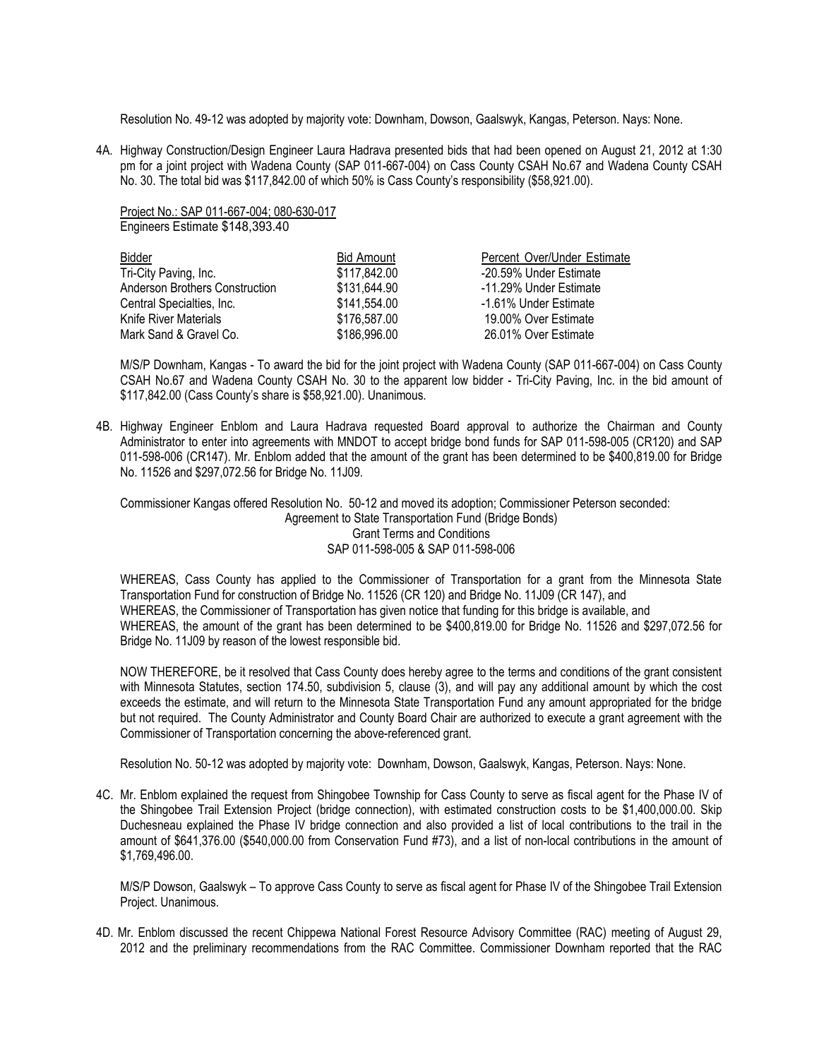Resolution No. 49-12 was adopted by majority vote: Downham, Dowson, Gaalswyk, Kangas, Peterson. Nays: None.

4A. Highway Construction/Design Engineer Laura Hadrava presented bids that had been opened on August 21, 2012 at 1:30 pm for a joint project with Wadena County (SAP 011-667-004) on Cass County CSAH No.67 and Wadena County CSAH No. 30. The total bid was $117,842.00 of which 50% is Cass County's responsibility ($58,921.00).

Project No.: SAP 011-667-004; 080-630-017
Engineers Estimate $148,393.40

| Bidder | Bid Amount | Percent Over/Under Estimate |
|---|---|---|
| Tri-City Paving, Inc. | $117,842.00 | -20.59% Under Estimate |
| Anderson Brothers Construction | $131,644.90 | -11.29% Under Estimate |
| Central Specialties, Inc. | $141,554.00 | -1.61% Under Estimate |
| Knife River Materials | $176,587.00 | 19.00% Over Estimate |
| Mark Sand & Gravel Co. | $186,996.00 | 26.01% Over Estimate |

M/S/P Downham, Kangas - To award the bid for the joint project with Wadena County (SAP 011-667-004) on Cass County CSAH No.67 and Wadena County CSAH No. 30 to the apparent low bidder - Tri-City Paving, Inc. in the bid amount of $117,842.00 (Cass County's share is $58,921.00). Unanimous.

4B. Highway Engineer Enblom and Laura Hadrava requested Board approval to authorize the Chairman and County Administrator to enter into agreements with MNDOT to accept bridge bond funds for SAP 011-598-005 (CR120) and SAP 011-598-006 (CR147). Mr. Enblom added that the amount of the grant has been determined to be $400,819.00 for Bridge No. 11526 and $297,072.56 for Bridge No. 11J09.

Commissioner Kangas offered Resolution No. 50-12 and moved its adoption; Commissioner Peterson seconded:

Agreement to State Transportation Fund (Bridge Bonds)
Grant Terms and Conditions
SAP 011-598-005 & SAP 011-598-006

WHEREAS, Cass County has applied to the Commissioner of Transportation for a grant from the Minnesota State Transportation Fund for construction of Bridge No. 11526 (CR 120) and Bridge No. 11J09 (CR 147), and
WHEREAS, the Commissioner of Transportation has given notice that funding for this bridge is available, and
WHEREAS, the amount of the grant has been determined to be $400,819.00 for Bridge No. 11526 and $297,072.56 for Bridge No. 11J09 by reason of the lowest responsible bid.

NOW THEREFORE, be it resolved that Cass County does hereby agree to the terms and conditions of the grant consistent with Minnesota Statutes, section 174.50, subdivision 5, clause (3), and will pay any additional amount by which the cost exceeds the estimate, and will return to the Minnesota State Transportation Fund any amount appropriated for the bridge but not required. The County Administrator and County Board Chair are authorized to execute a grant agreement with the Commissioner of Transportation concerning the above-referenced grant.

Resolution No. 50-12 was adopted by majority vote: Downham, Dowson, Gaalswyk, Kangas, Peterson. Nays: None.

4C. Mr. Enblom explained the request from Shingobee Township for Cass County to serve as fiscal agent for the Phase IV of the Shingobee Trail Extension Project (bridge connection), with estimated construction costs to be $1,400,000.00. Skip Duchesneau explained the Phase IV bridge connection and also provided a list of local contributions to the trail in the amount of $641,376.00 ($540,000.00 from Conservation Fund #73), and a list of non-local contributions in the amount of $1,769,496.00.

M/S/P Dowson, Gaalswyk – To approve Cass County to serve as fiscal agent for Phase IV of the Shingobee Trail Extension Project. Unanimous.

4D. Mr. Enblom discussed the recent Chippewa National Forest Resource Advisory Committee (RAC) meeting of August 29, 2012 and the preliminary recommendations from the RAC Committee. Commissioner Downham reported that the RAC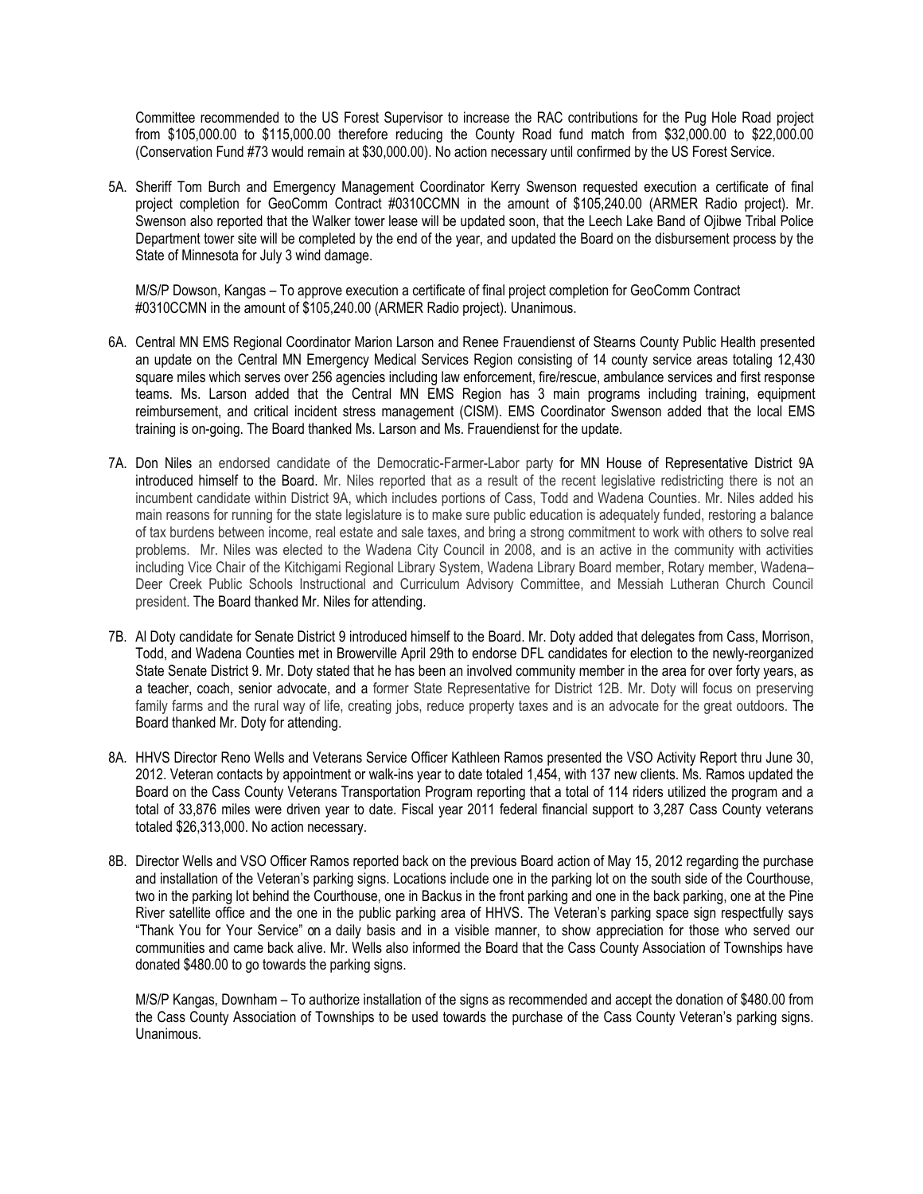Committee recommended to the US Forest Supervisor to increase the RAC contributions for the Pug Hole Road project from $105,000.00 to $115,000.00 therefore reducing the County Road fund match from $32,000.00 to $22,000.00 (Conservation Fund #73 would remain at $30,000.00). No action necessary until confirmed by the US Forest Service.

5A. Sheriff Tom Burch and Emergency Management Coordinator Kerry Swenson requested execution a certificate of final project completion for GeoComm Contract #0310CCMN in the amount of $105,240.00 (ARMER Radio project). Mr. Swenson also reported that the Walker tower lease will be updated soon, that the Leech Lake Band of Ojibwe Tribal Police Department tower site will be completed by the end of the year, and updated the Board on the disbursement process by the State of Minnesota for July 3 wind damage.

M/S/P Dowson, Kangas – To approve execution a certificate of final project completion for GeoComm Contract #0310CCMN in the amount of $105,240.00 (ARMER Radio project). Unanimous.

6A. Central MN EMS Regional Coordinator Marion Larson and Renee Frauendienst of Stearns County Public Health presented an update on the Central MN Emergency Medical Services Region consisting of 14 county service areas totaling 12,430 square miles which serves over 256 agencies including law enforcement, fire/rescue, ambulance services and first response teams. Ms. Larson added that the Central MN EMS Region has 3 main programs including training, equipment reimbursement, and critical incident stress management (CISM). EMS Coordinator Swenson added that the local EMS training is on-going. The Board thanked Ms. Larson and Ms. Frauendienst for the update.

7A. Don Niles an endorsed candidate of the Democratic-Farmer-Labor party for MN House of Representative District 9A introduced himself to the Board. Mr. Niles reported that as a result of the recent legislative redistricting there is not an incumbent candidate within District 9A, which includes portions of Cass, Todd and Wadena Counties. Mr. Niles added his main reasons for running for the state legislature is to make sure public education is adequately funded, restoring a balance of tax burdens between income, real estate and sale taxes, and bring a strong commitment to work with others to solve real problems. Mr. Niles was elected to the Wadena City Council in 2008, and is an active in the community with activities including Vice Chair of the Kitchigami Regional Library System, Wadena Library Board member, Rotary member, Wadena–Deer Creek Public Schools Instructional and Curriculum Advisory Committee, and Messiah Lutheran Church Council president. The Board thanked Mr. Niles for attending.

7B. Al Doty candidate for Senate District 9 introduced himself to the Board. Mr. Doty added that delegates from Cass, Morrison, Todd, and Wadena Counties met in Browerville April 29th to endorse DFL candidates for election to the newly-reorganized State Senate District 9. Mr. Doty stated that he has been an involved community member in the area for over forty years, as a teacher, coach, senior advocate, and a former State Representative for District 12B. Mr. Doty will focus on preserving family farms and the rural way of life, creating jobs, reduce property taxes and is an advocate for the great outdoors. The Board thanked Mr. Doty for attending.

8A. HHVS Director Reno Wells and Veterans Service Officer Kathleen Ramos presented the VSO Activity Report thru June 30, 2012. Veteran contacts by appointment or walk-ins year to date totaled 1,454, with 137 new clients. Ms. Ramos updated the Board on the Cass County Veterans Transportation Program reporting that a total of 114 riders utilized the program and a total of 33,876 miles were driven year to date. Fiscal year 2011 federal financial support to 3,287 Cass County veterans totaled $26,313,000. No action necessary.

8B. Director Wells and VSO Officer Ramos reported back on the previous Board action of May 15, 2012 regarding the purchase and installation of the Veteran's parking signs. Locations include one in the parking lot on the south side of the Courthouse, two in the parking lot behind the Courthouse, one in Backus in the front parking and one in the back parking, one at the Pine River satellite office and the one in the public parking area of HHVS. The Veteran's parking space sign respectfully says "Thank You for Your Service" on a daily basis and in a visible manner, to show appreciation for those who served our communities and came back alive. Mr. Wells also informed the Board that the Cass County Association of Townships have donated $480.00 to go towards the parking signs.

M/S/P Kangas, Downham – To authorize installation of the signs as recommended and accept the donation of $480.00 from the Cass County Association of Townships to be used towards the purchase of the Cass County Veteran's parking signs. Unanimous.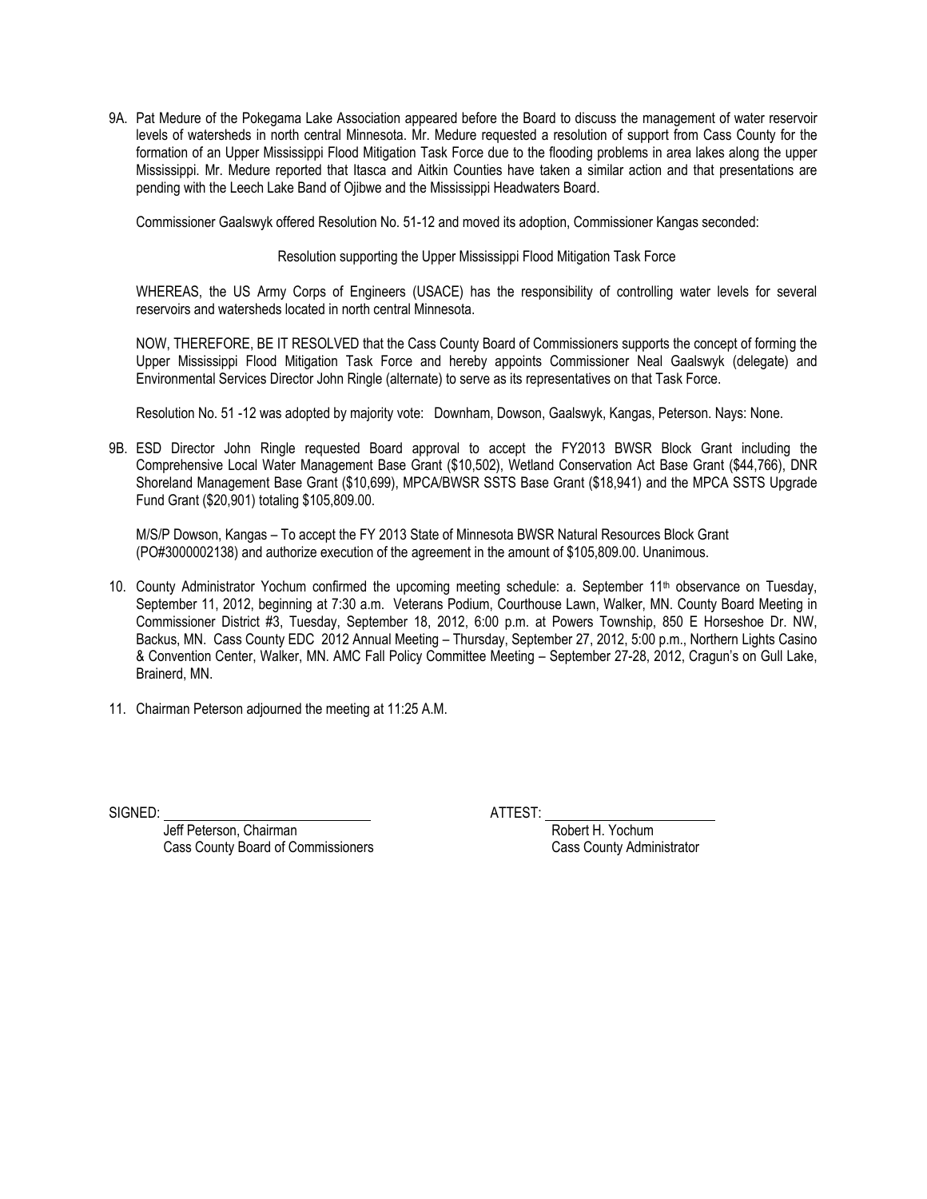9A. Pat Medure of the Pokegama Lake Association appeared before the Board to discuss the management of water reservoir levels of watersheds in north central Minnesota. Mr. Medure requested a resolution of support from Cass County for the formation of an Upper Mississippi Flood Mitigation Task Force due to the flooding problems in area lakes along the upper Mississippi. Mr. Medure reported that Itasca and Aitkin Counties have taken a similar action and that presentations are pending with the Leech Lake Band of Ojibwe and the Mississippi Headwaters Board.

Commissioner Gaalswyk offered Resolution No. 51-12 and moved its adoption, Commissioner Kangas seconded:

Resolution supporting the Upper Mississippi Flood Mitigation Task Force

WHEREAS, the US Army Corps of Engineers (USACE) has the responsibility of controlling water levels for several reservoirs and watersheds located in north central Minnesota.

NOW, THEREFORE, BE IT RESOLVED that the Cass County Board of Commissioners supports the concept of forming the Upper Mississippi Flood Mitigation Task Force and hereby appoints Commissioner Neal Gaalswyk (delegate) and Environmental Services Director John Ringle (alternate) to serve as its representatives on that Task Force.

Resolution No. 51 -12 was adopted by majority vote: Downham, Dowson, Gaalswyk, Kangas, Peterson. Nays: None.

9B. ESD Director John Ringle requested Board approval to accept the FY2013 BWSR Block Grant including the Comprehensive Local Water Management Base Grant ($10,502), Wetland Conservation Act Base Grant ($44,766), DNR Shoreland Management Base Grant ($10,699), MPCA/BWSR SSTS Base Grant ($18,941) and the MPCA SSTS Upgrade Fund Grant ($20,901) totaling $105,809.00.

M/S/P Dowson, Kangas – To accept the FY 2013 State of Minnesota BWSR Natural Resources Block Grant (PO#3000002138) and authorize execution of the agreement in the amount of $105,809.00. Unanimous.

10. County Administrator Yochum confirmed the upcoming meeting schedule: a. September 11th observance on Tuesday, September 11, 2012, beginning at 7:30 a.m. Veterans Podium, Courthouse Lawn, Walker, MN. County Board Meeting in Commissioner District #3, Tuesday, September 18, 2012, 6:00 p.m. at Powers Township, 850 E Horseshoe Dr. NW, Backus, MN. Cass County EDC 2012 Annual Meeting – Thursday, September 27, 2012, 5:00 p.m., Northern Lights Casino & Convention Center, Walker, MN. AMC Fall Policy Committee Meeting – September 27-28, 2012, Cragun's on Gull Lake, Brainerd, MN.

11. Chairman Peterson adjourned the meeting at 11:25 A.M.

SIGNED: ______________________________

Jeff Peterson, Chairman
Cass County Board of Commissioners

ATTEST: ______________________________

Robert H. Yochum
Cass County Administrator